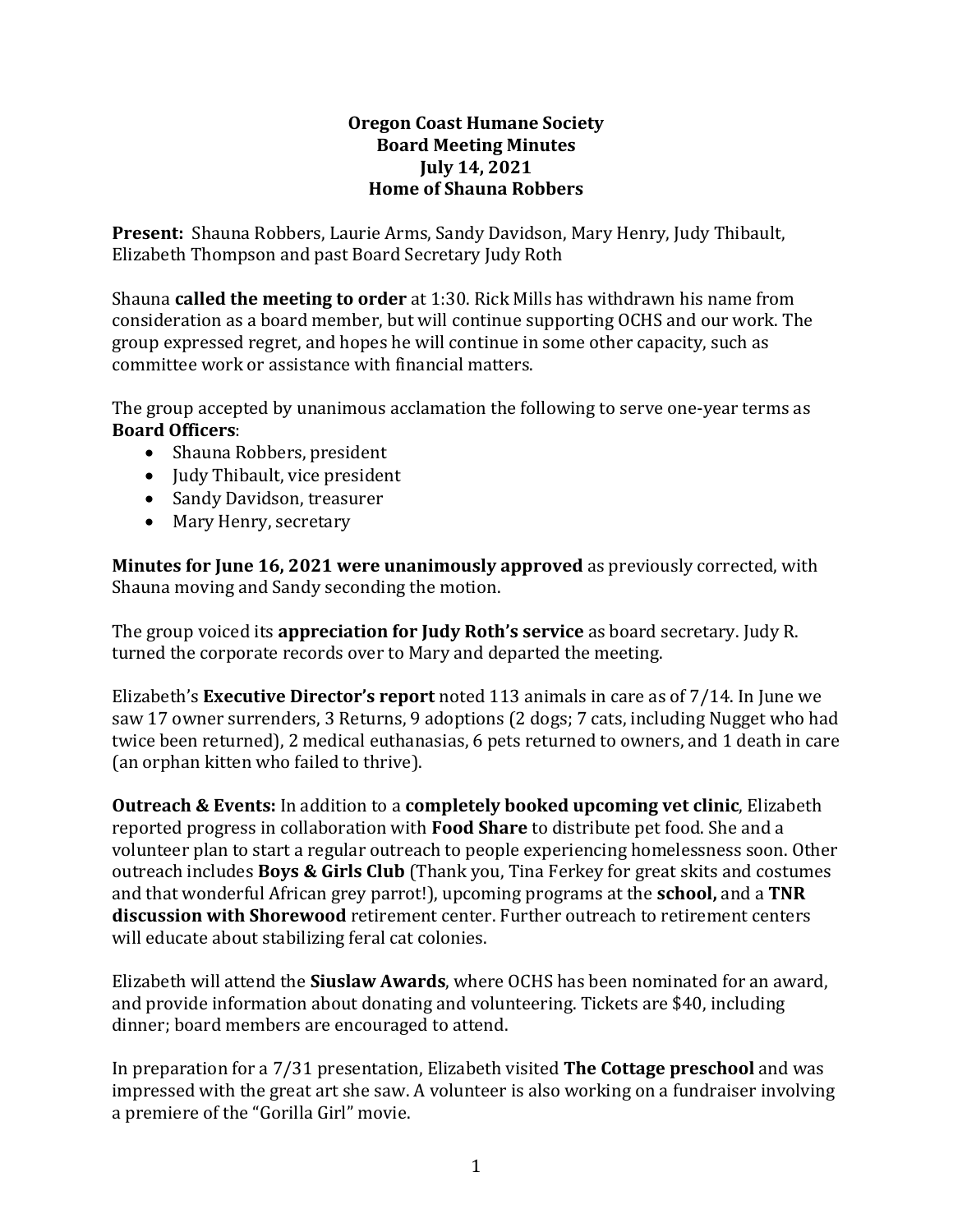**Oregon Coast Humane Society**
**Board Meeting Minutes**
**July 14, 2021**
**Home of Shauna Robbers**

**Present:** Shauna Robbers, Laurie Arms, Sandy Davidson, Mary Henry, Judy Thibault, Elizabeth Thompson and past Board Secretary Judy Roth

Shauna **called the meeting to order** at 1:30. Rick Mills has withdrawn his name from consideration as a board member, but will continue supporting OCHS and our work. The group expressed regret, and hopes he will continue in some other capacity, such as committee work or assistance with financial matters.

The group accepted by unanimous acclamation the following to serve one-year terms as **Board Officers**:

- Shauna Robbers, president
- Judy Thibault, vice president
- Sandy Davidson, treasurer
- Mary Henry, secretary

**Minutes for June 16, 2021 were unanimously approved** as previously corrected, with Shauna moving and Sandy seconding the motion.

The group voiced its **appreciation for Judy Roth's service** as board secretary. Judy R. turned the corporate records over to Mary and departed the meeting.

Elizabeth's **Executive Director's report** noted 113 animals in care as of 7/14. In June we saw 17 owner surrenders, 3 Returns, 9 adoptions (2 dogs; 7 cats, including Nugget who had twice been returned), 2 medical euthanasias, 6 pets returned to owners, and 1 death in care (an orphan kitten who failed to thrive).

**Outreach & Events:** In addition to a **completely booked upcoming vet clinic**, Elizabeth reported progress in collaboration with **Food Share** to distribute pet food. She and a volunteer plan to start a regular outreach to people experiencing homelessness soon. Other outreach includes **Boys & Girls Club** (Thank you, Tina Ferkey for great skits and costumes and that wonderful African grey parrot!), upcoming programs at the **school,** and a **TNR discussion with Shorewood** retirement center. Further outreach to retirement centers will educate about stabilizing feral cat colonies.

Elizabeth will attend the **Siuslaw Awards**, where OCHS has been nominated for an award, and provide information about donating and volunteering. Tickets are $40, including dinner; board members are encouraged to attend.

In preparation for a 7/31 presentation, Elizabeth visited **The Cottage preschool** and was impressed with the great art she saw. A volunteer is also working on a fundraiser involving a premiere of the "Gorilla Girl" movie.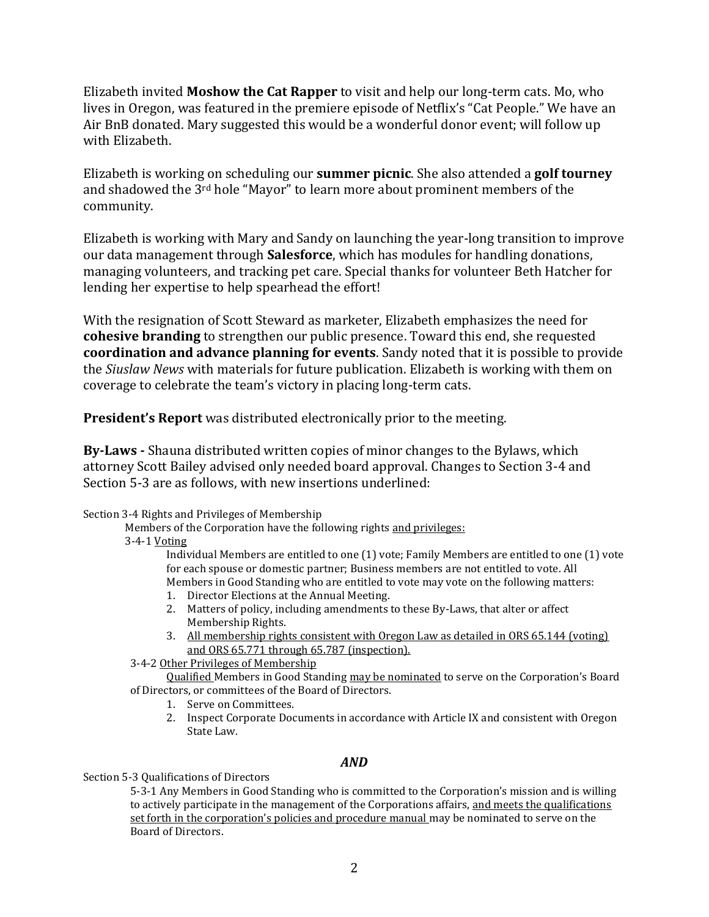Elizabeth invited **Moshow the Cat Rapper** to visit and help our long-term cats. Mo, who lives in Oregon, was featured in the premiere episode of Netflix's "Cat People." We have an Air BnB donated. Mary suggested this would be a wonderful donor event; will follow up with Elizabeth.

Elizabeth is working on scheduling our **summer picnic**. She also attended a **golf tourney** and shadowed the 3rd hole "Mayor" to learn more about prominent members of the community.

Elizabeth is working with Mary and Sandy on launching the year-long transition to improve our data management through **Salesforce**, which has modules for handling donations, managing volunteers, and tracking pet care. Special thanks for volunteer Beth Hatcher for lending her expertise to help spearhead the effort!

With the resignation of Scott Steward as marketer, Elizabeth emphasizes the need for **cohesive branding** to strengthen our public presence. Toward this end, she requested **coordination and advance planning for events**. Sandy noted that it is possible to provide the *Siuslaw News* with materials for future publication. Elizabeth is working with them on coverage to celebrate the team's victory in placing long-term cats.

**President's Report** was distributed electronically prior to the meeting.

**By-Laws -** Shauna distributed written copies of minor changes to the Bylaws, which attorney Scott Bailey advised only needed board approval. Changes to Section 3-4 and Section 5-3 are as follows, with new insertions underlined:

Section 3-4 Rights and Privileges of Membership

Members of the Corporation have the following rights <u>and privileges:</u>

3-4-1 <u>Voting</u>

Individual Members are entitled to one (1) vote; Family Members are entitled to one (1) vote for each spouse or domestic partner; Business members are not entitled to vote. All Members in Good Standing who are entitled to vote may vote on the following matters:

1. Director Elections at the Annual Meeting.
2. Matters of policy, including amendments to these By-Laws, that alter or affect Membership Rights.
3. <u>All membership rights consistent with Oregon Law as detailed in ORS 65.144 (voting) and ORS 65.771 through 65.787 (inspection).</u>

3-4-2 <u>Other Privileges of Membership</u>

<u>Qualified</u> Members in Good Standing <u>may be nominated</u> to serve on the Corporation's Board of Directors, or committees of the Board of Directors.

1. Serve on Committees.
2. Inspect Corporate Documents in accordance with Article IX and consistent with Oregon State Law.

***AND***

Section 5-3 Qualifications of Directors

5-3-1 Any Members in Good Standing who is committed to the Corporation's mission and is willing to actively participate in the management of the Corporations affairs, <u>and meets the qualifications set forth in the corporation's policies and procedure manual</u> may be nominated to serve on the Board of Directors.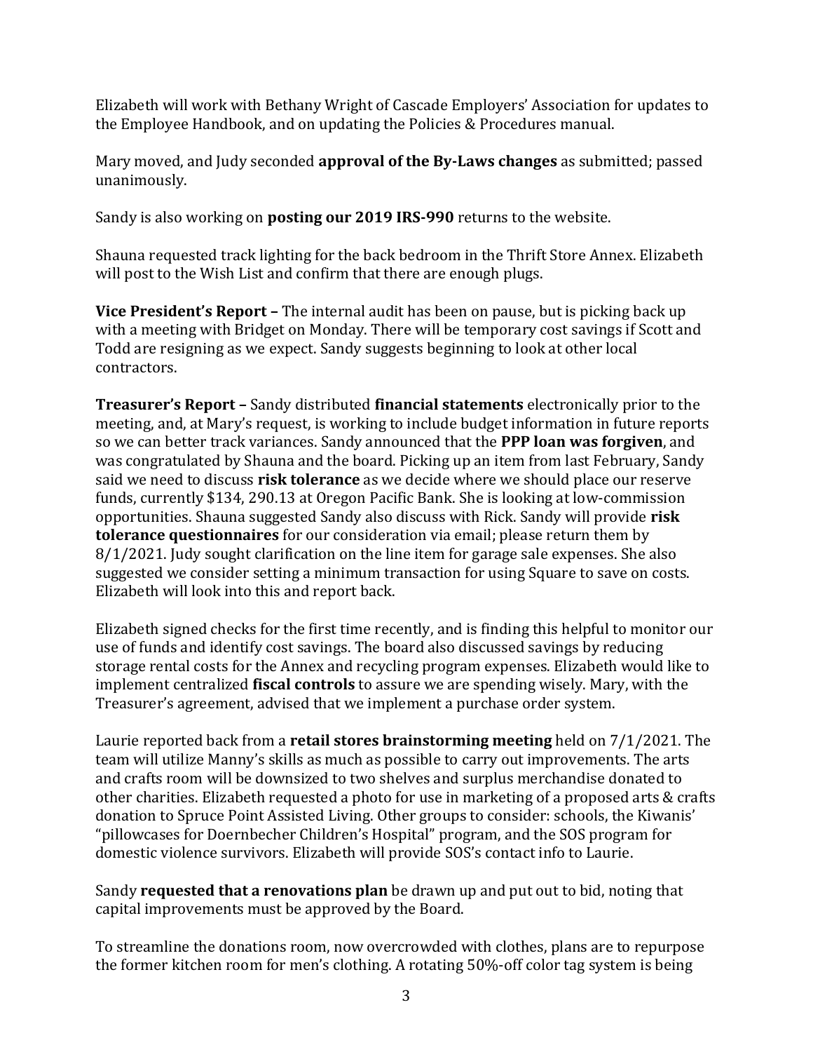Elizabeth will work with Bethany Wright of Cascade Employers' Association for updates to the Employee Handbook, and on updating the Policies & Procedures manual.

Mary moved, and Judy seconded **approval of the By-Laws changes** as submitted; passed unanimously.

Sandy is also working on **posting our 2019 IRS-990** returns to the website.

Shauna requested track lighting for the back bedroom in the Thrift Store Annex. Elizabeth will post to the Wish List and confirm that there are enough plugs.

**Vice President's Report –** The internal audit has been on pause, but is picking back up with a meeting with Bridget on Monday. There will be temporary cost savings if Scott and Todd are resigning as we expect. Sandy suggests beginning to look at other local contractors.

**Treasurer's Report –** Sandy distributed **financial statements** electronically prior to the meeting, and, at Mary's request, is working to include budget information in future reports so we can better track variances. Sandy announced that the **PPP loan was forgiven**, and was congratulated by Shauna and the board. Picking up an item from last February, Sandy said we need to discuss **risk tolerance** as we decide where we should place our reserve funds, currently $134, 290.13 at Oregon Pacific Bank. She is looking at low-commission opportunities. Shauna suggested Sandy also discuss with Rick. Sandy will provide **risk tolerance questionnaires** for our consideration via email; please return them by 8/1/2021. Judy sought clarification on the line item for garage sale expenses. She also suggested we consider setting a minimum transaction for using Square to save on costs. Elizabeth will look into this and report back.

Elizabeth signed checks for the first time recently, and is finding this helpful to monitor our use of funds and identify cost savings. The board also discussed savings by reducing storage rental costs for the Annex and recycling program expenses. Elizabeth would like to implement centralized **fiscal controls** to assure we are spending wisely. Mary, with the Treasurer's agreement, advised that we implement a purchase order system.

Laurie reported back from a **retail stores brainstorming meeting** held on 7/1/2021. The team will utilize Manny's skills as much as possible to carry out improvements. The arts and crafts room will be downsized to two shelves and surplus merchandise donated to other charities. Elizabeth requested a photo for use in marketing of a proposed arts & crafts donation to Spruce Point Assisted Living. Other groups to consider: schools, the Kiwanis' "pillowcases for Doernbecher Children's Hospital" program, and the SOS program for domestic violence survivors. Elizabeth will provide SOS's contact info to Laurie.

Sandy **requested that a renovations plan** be drawn up and put out to bid, noting that capital improvements must be approved by the Board.

To streamline the donations room, now overcrowded with clothes, plans are to repurpose the former kitchen room for men's clothing. A rotating 50%-off color tag system is being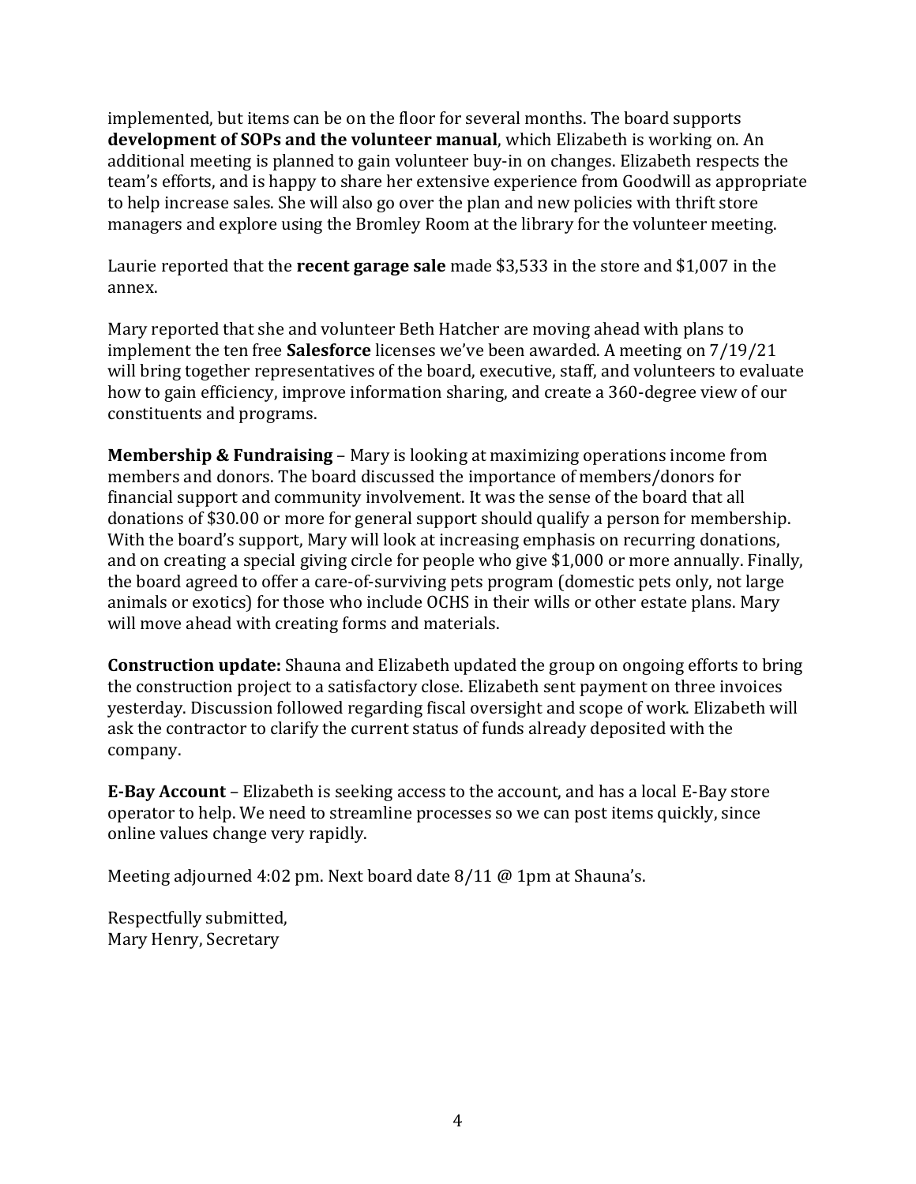implemented, but items can be on the floor for several months. The board supports **development of SOPs and the volunteer manual**, which Elizabeth is working on. An additional meeting is planned to gain volunteer buy-in on changes. Elizabeth respects the team's efforts, and is happy to share her extensive experience from Goodwill as appropriate to help increase sales. She will also go over the plan and new policies with thrift store managers and explore using the Bromley Room at the library for the volunteer meeting.

Laurie reported that the **recent garage sale** made $3,533 in the store and $1,007 in the annex.

Mary reported that she and volunteer Beth Hatcher are moving ahead with plans to implement the ten free **Salesforce** licenses we've been awarded. A meeting on 7/19/21 will bring together representatives of the board, executive, staff, and volunteers to evaluate how to gain efficiency, improve information sharing, and create a 360-degree view of our constituents and programs.

**Membership & Fundraising** – Mary is looking at maximizing operations income from members and donors. The board discussed the importance of members/donors for financial support and community involvement. It was the sense of the board that all donations of $30.00 or more for general support should qualify a person for membership. With the board's support, Mary will look at increasing emphasis on recurring donations, and on creating a special giving circle for people who give $1,000 or more annually. Finally, the board agreed to offer a care-of-surviving pets program (domestic pets only, not large animals or exotics) for those who include OCHS in their wills or other estate plans. Mary will move ahead with creating forms and materials.

**Construction update:** Shauna and Elizabeth updated the group on ongoing efforts to bring the construction project to a satisfactory close. Elizabeth sent payment on three invoices yesterday. Discussion followed regarding fiscal oversight and scope of work. Elizabeth will ask the contractor to clarify the current status of funds already deposited with the company.

**E-Bay Account** – Elizabeth is seeking access to the account, and has a local E-Bay store operator to help. We need to streamline processes so we can post items quickly, since online values change very rapidly.

Meeting adjourned 4:02 pm. Next board date 8/11 @ 1pm at Shauna's.

Respectfully submitted,
Mary Henry, Secretary